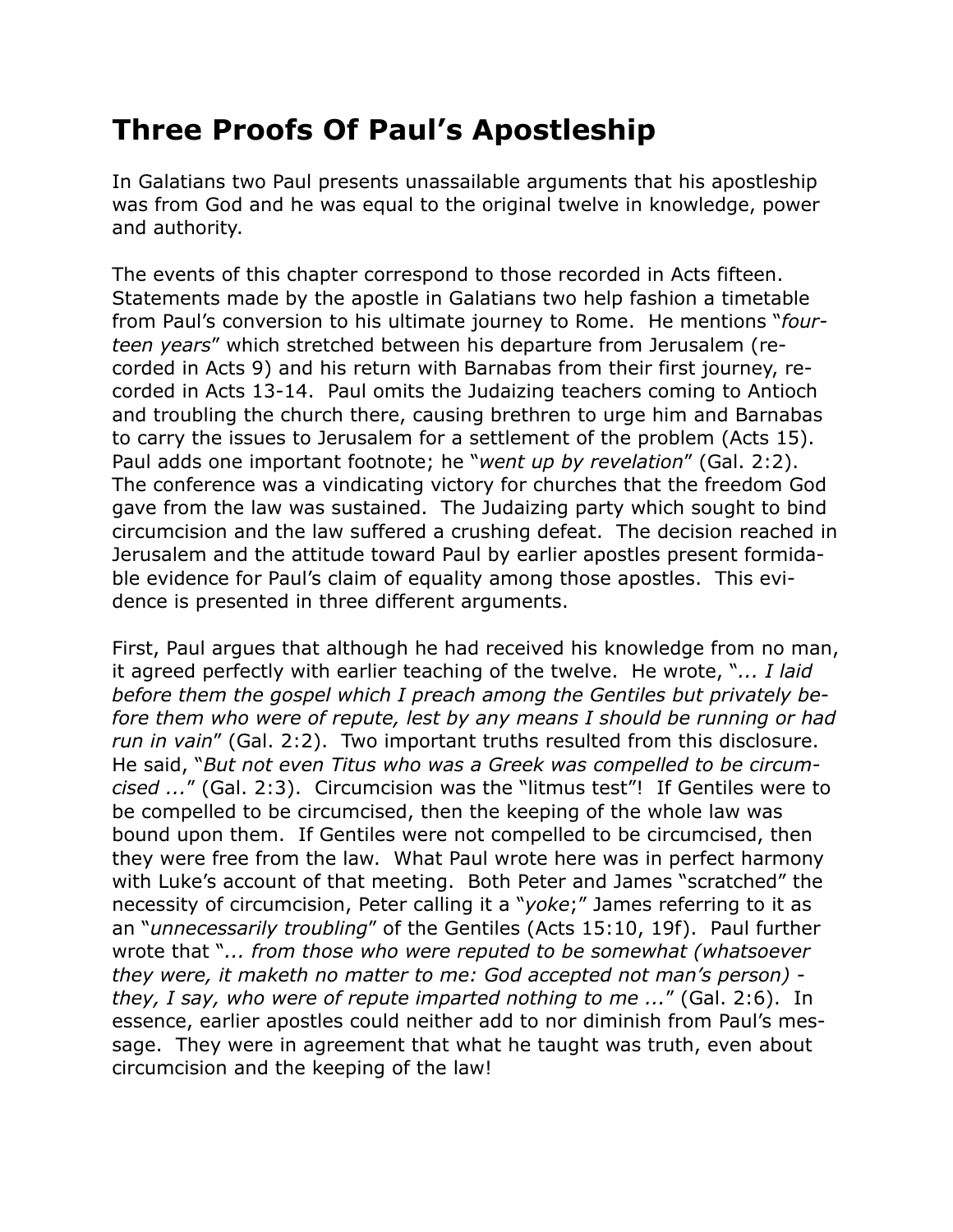# Three Proofs Of Paul's Apostleship

In Galatians two Paul presents unassailable arguments that his apostleship was from God and he was equal to the original twelve in knowledge, power and authority.

The events of this chapter correspond to those recorded in Acts fifteen. Statements made by the apostle in Galatians two help fashion a timetable from Paul's conversion to his ultimate journey to Rome. He mentions "*fourteen years*" which stretched between his departure from Jerusalem (recorded in Acts 9) and his return with Barnabas from their first journey, recorded in Acts 13-14. Paul omits the Judaizing teachers coming to Antioch and troubling the church there, causing brethren to urge him and Barnabas to carry the issues to Jerusalem for a settlement of the problem (Acts 15). Paul adds one important footnote; he "*went up by revelation*" (Gal. 2:2). The conference was a vindicating victory for churches that the freedom God gave from the law was sustained. The Judaizing party which sought to bind circumcision and the law suffered a crushing defeat. The decision reached in Jerusalem and the attitude toward Paul by earlier apostles present formidable evidence for Paul's claim of equality among those apostles. This evidence is presented in three different arguments.

First, Paul argues that although he had received his knowledge from no man, it agreed perfectly with earlier teaching of the twelve. He wrote, "*... I laid before them the gospel which I preach among the Gentiles but privately before them who were of repute, lest by any means I should be running or had run in vain*" (Gal. 2:2). Two important truths resulted from this disclosure. He said, "*But not even Titus who was a Greek was compelled to be circumcised ...*" (Gal. 2:3). Circumcision was the "litmus test"! If Gentiles were to be compelled to be circumcised, then the keeping of the whole law was bound upon them. If Gentiles were not compelled to be circumcised, then they were free from the law. What Paul wrote here was in perfect harmony with Luke's account of that meeting. Both Peter and James "scratched" the necessity of circumcision, Peter calling it a "*yoke*;" James referring to it as an "*unnecessarily troubling*" of the Gentiles (Acts 15:10, 19f). Paul further wrote that "*... from those who were reputed to be somewhat (whatsoever they were, it maketh no matter to me: God accepted not man's person) - they, I say, who were of repute imparted nothing to me ...*" (Gal. 2:6). In essence, earlier apostles could neither add to nor diminish from Paul's message. They were in agreement that what he taught was truth, even about circumcision and the keeping of the law!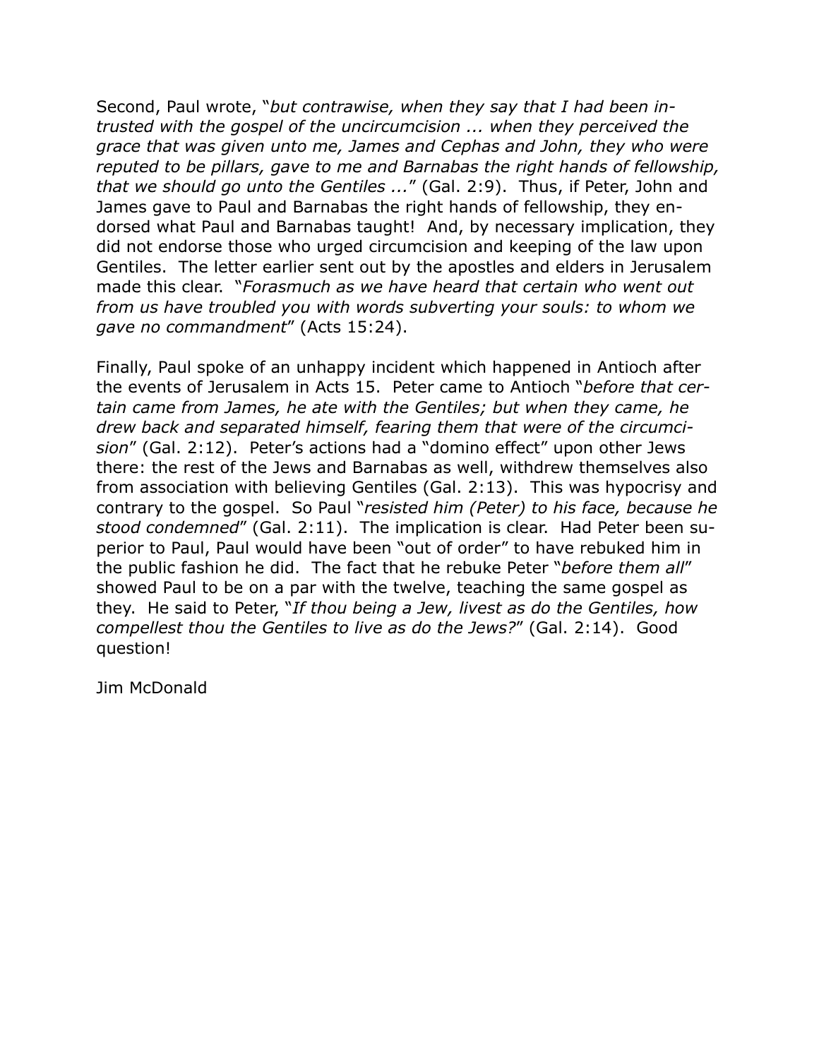Second, Paul wrote, "*but contrawise, when they say that I had been intrusted with the gospel of the uncircumcision ... when they perceived the grace that was given unto me, James and Cephas and John, they who were reputed to be pillars, gave to me and Barnabas the right hands of fellowship, that we should go unto the Gentiles ...*" (Gal. 2:9). Thus, if Peter, John and James gave to Paul and Barnabas the right hands of fellowship, they endorsed what Paul and Barnabas taught! And, by necessary implication, they did not endorse those who urged circumcision and keeping of the law upon Gentiles. The letter earlier sent out by the apostles and elders in Jerusalem made this clear. "*Forasmuch as we have heard that certain who went out from us have troubled you with words subverting your souls: to whom we gave no commandment*" (Acts 15:24).

Finally, Paul spoke of an unhappy incident which happened in Antioch after the events of Jerusalem in Acts 15. Peter came to Antioch "*before that certain came from James, he ate with the Gentiles; but when they came, he drew back and separated himself, fearing them that were of the circumcision*" (Gal. 2:12). Peter's actions had a "domino effect" upon other Jews there: the rest of the Jews and Barnabas as well, withdrew themselves also from association with believing Gentiles (Gal. 2:13). This was hypocrisy and contrary to the gospel. So Paul "*resisted him (Peter) to his face, because he stood condemned*" (Gal. 2:11). The implication is clear. Had Peter been superior to Paul, Paul would have been "out of order" to have rebuked him in the public fashion he did. The fact that he rebuke Peter "*before them all*" showed Paul to be on a par with the twelve, teaching the same gospel as they. He said to Peter, "*If thou being a Jew, livest as do the Gentiles, how compellest thou the Gentiles to live as do the Jews?*" (Gal. 2:14). Good question!

Jim McDonald